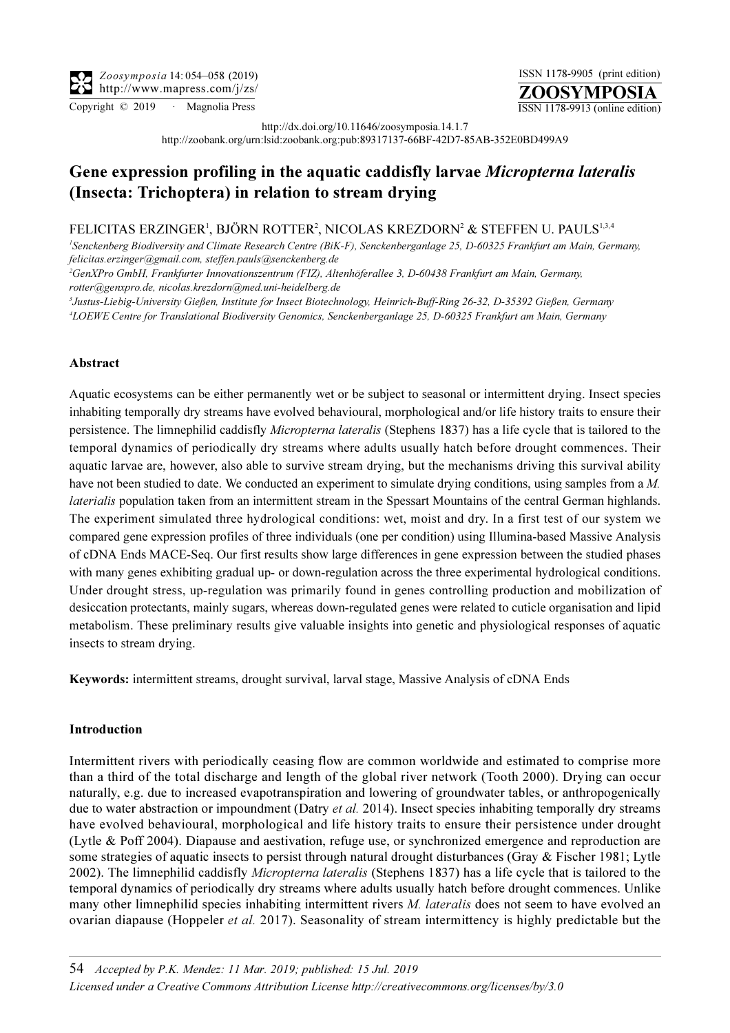http://dx.doi.org/10.11646/zoosymposia.14.1.7

http://zoobank.org/urn:lsid:zoobank.org:pub:89317137-66BF-42D7-85AB-352E0BD499A9

# Gene expression profiling in the aquatic caddisfly larvae *Micropterna lateralis* (Insecta: Trichoptera) in relation to stream drying

FELICITAS ERZINGER[1], BJÖRN ROTTER[2], NICOLAS KREZDORN[2] & STEFFEN U. PAULS[1,3,4]

[1]Senckenberg Biodiversity and Climate Research Centre (BiK-F), Senckenberganlage 25, D-60325 Frankfurt am Main, Germany, felicitas.erzinger@gmail.com, steffen.pauls@senckenberg.de

[2]GenXPro GmbH, Frankfurter Innovationszentrum (FIZ), Altenhöferallee 3, D-60438 Frankfurt am Main, Germany, rotter@genxpro.de, nicolas.krezdorn@med.uni-heidelberg.de

[3]Justus-Liebig-University Gießen, Institute for Insect Biotechnology, Heinrich-Buff-Ring 26-32, D-35392 Gießen, Germany

[4]LOEWE Centre for Translational Biodiversity Genomics, Senckenberganlage 25, D-60325 Frankfurt am Main, Germany

## Abstract

Aquatic ecosystems can be either permanently wet or be subject to seasonal or intermittent drying. Insect species inhabiting temporally dry streams have evolved behavioural, morphological and/or life history traits to ensure their persistence. The limnephilid caddisfly *Micropterna lateralis* (Stephens 1837) has a life cycle that is tailored to the temporal dynamics of periodically dry streams where adults usually hatch before drought commences. Their aquatic larvae are, however, also able to survive stream drying, but the mechanisms driving this survival ability have not been studied to date. We conducted an experiment to simulate drying conditions, using samples from a *M. laterialis* population taken from an intermittent stream in the Spessart Mountains of the central German highlands. The experiment simulated three hydrological conditions: wet, moist and dry. In a first test of our system we compared gene expression profiles of three individuals (one per condition) using Illumina-based Massive Analysis of cDNA Ends MACE-Seq. Our first results show large differences in gene expression between the studied phases with many genes exhibiting gradual up- or down-regulation across the three experimental hydrological conditions. Under drought stress, up-regulation was primarily found in genes controlling production and mobilization of desiccation protectants, mainly sugars, whereas down-regulated genes were related to cuticle organisation and lipid metabolism. These preliminary results give valuable insights into genetic and physiological responses of aquatic insects to stream drying.

**Keywords:** intermittent streams, drought survival, larval stage, Massive Analysis of cDNA Ends

## Introduction

Intermittent rivers with periodically ceasing flow are common worldwide and estimated to comprise more than a third of the total discharge and length of the global river network (Tooth 2000). Drying can occur naturally, e.g. due to increased evapotranspiration and lowering of groundwater tables, or anthropogenically due to water abstraction or impoundment (Datry *et al.* 2014). Insect species inhabiting temporally dry streams have evolved behavioural, morphological and life history traits to ensure their persistence under drought (Lytle & Poff 2004). Diapause and aestivation, refuge use, or synchronized emergence and reproduction are some strategies of aquatic insects to persist through natural drought disturbances (Gray & Fischer 1981; Lytle 2002). The limnephilid caddisfly *Micropterna lateralis* (Stephens 1837) has a life cycle that is tailored to the temporal dynamics of periodically dry streams where adults usually hatch before drought commences. Unlike many other limnephilid species inhabiting intermittent rivers *M. lateralis* does not seem to have evolved an ovarian diapause (Hoppeler *et al.* 2017). Seasonality of stream intermittency is highly predictable but the

Accepted by P.K. Mendez: 11 Mar. 2019; published: 15 Jul. 2019

*Licensed under a Creative Commons Attribution License http://creativecommons.org/licenses/by/3.0*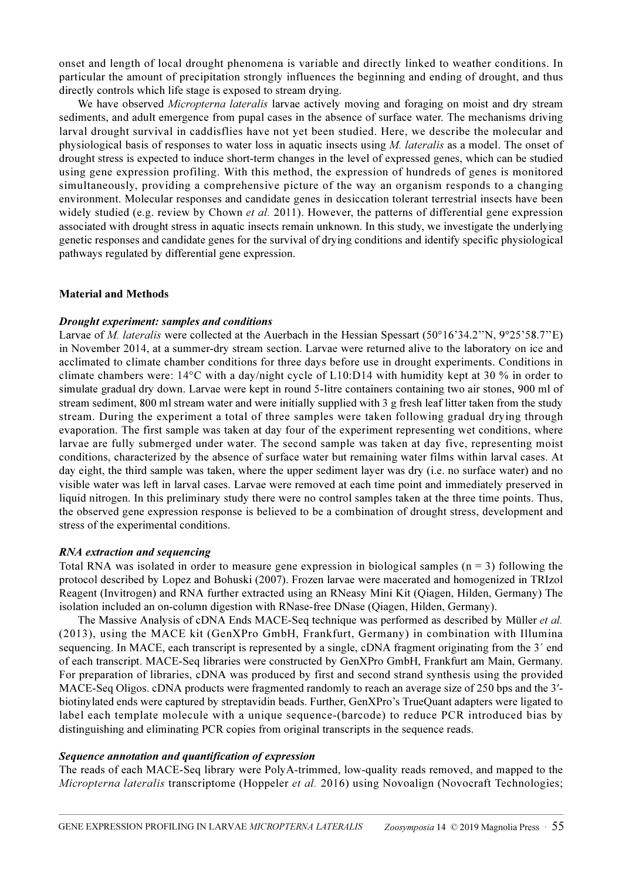onset and length of local drought phenomena is variable and directly linked to weather conditions. In particular the amount of precipitation strongly influences the beginning and ending of drought, and thus directly controls which life stage is exposed to stream drying.

We have observed *Micropterna lateralis* larvae actively moving and foraging on moist and dry stream sediments, and adult emergence from pupal cases in the absence of surface water. The mechanisms driving larval drought survival in caddisflies have not yet been studied. Here, we describe the molecular and physiological basis of responses to water loss in aquatic insects using *M. lateralis* as a model. The onset of drought stress is expected to induce short-term changes in the level of expressed genes, which can be studied using gene expression profiling. With this method, the expression of hundreds of genes is monitored simultaneously, providing a comprehensive picture of the way an organism responds to a changing environment. Molecular responses and candidate genes in desiccation tolerant terrestrial insects have been widely studied (e.g. review by Chown *et al.* 2011). However, the patterns of differential gene expression associated with drought stress in aquatic insects remain unknown. In this study, we investigate the underlying genetic responses and candidate genes for the survival of drying conditions and identify specific physiological pathways regulated by differential gene expression.

## Material and Methods

### *Drought experiment: samples and conditions*

Larvae of *M. lateralis* were collected at the Auerbach in the Hessian Spessart (50°16'34.2''N, 9°25'58.7''E) in November 2014, at a summer-dry stream section. Larvae were returned alive to the laboratory on ice and acclimated to climate chamber conditions for three days before use in drought experiments. Conditions in climate chambers were: 14°C with a day/night cycle of L10:D14 with humidity kept at 30 % in order to simulate gradual dry down. Larvae were kept in round 5-litre containers containing two air stones, 900 ml of stream sediment, 800 ml stream water and were initially supplied with 3 g fresh leaf litter taken from the study stream. During the experiment a total of three samples were taken following gradual drying through evaporation. The first sample was taken at day four of the experiment representing wet conditions, where larvae are fully submerged under water. The second sample was taken at day five, representing moist conditions, characterized by the absence of surface water but remaining water films within larval cases. At day eight, the third sample was taken, where the upper sediment layer was dry (i.e. no surface water) and no visible water was left in larval cases. Larvae were removed at each time point and immediately preserved in liquid nitrogen. In this preliminary study there were no control samples taken at the three time points. Thus, the observed gene expression response is believed to be a combination of drought stress, development and stress of the experimental conditions.

### *RNA extraction and sequencing*

Total RNA was isolated in order to measure gene expression in biological samples (n = 3) following the protocol described by Lopez and Bohuski (2007). Frozen larvae were macerated and homogenized in TRIzol Reagent (Invitrogen) and RNA further extracted using an RNeasy Mini Kit (Qiagen, Hilden, Germany) The isolation included an on-column digestion with RNase-free DNase (Qiagen, Hilden, Germany).

The Massive Analysis of cDNA Ends MACE-Seq technique was performed as described by Müller *et al.* (2013), using the MACE kit (GenXPro GmbH, Frankfurt, Germany) in combination with Illumina sequencing. In MACE, each transcript is represented by a single, cDNA fragment originating from the 3´ end of each transcript. MACE-Seq libraries were constructed by GenXPro GmbH, Frankfurt am Main, Germany. For preparation of libraries, cDNA was produced by first and second strand synthesis using the provided MACE-Seq Oligos. cDNA products were fragmented randomly to reach an average size of 250 bps and the 3′-biotinylated ends were captured by streptavidin beads. Further, GenXPro's TrueQuant adapters were ligated to label each template molecule with a unique sequence-(barcode) to reduce PCR introduced bias by distinguishing and eliminating PCR copies from original transcripts in the sequence reads.

### *Sequence annotation and quantification of expression*

The reads of each MACE-Seq library were PolyA-trimmed, low-quality reads removed, and mapped to the *Micropterna lateralis* transcriptome (Hoppeler *et al.* 2016) using Novoalign (Novocraft Technologies;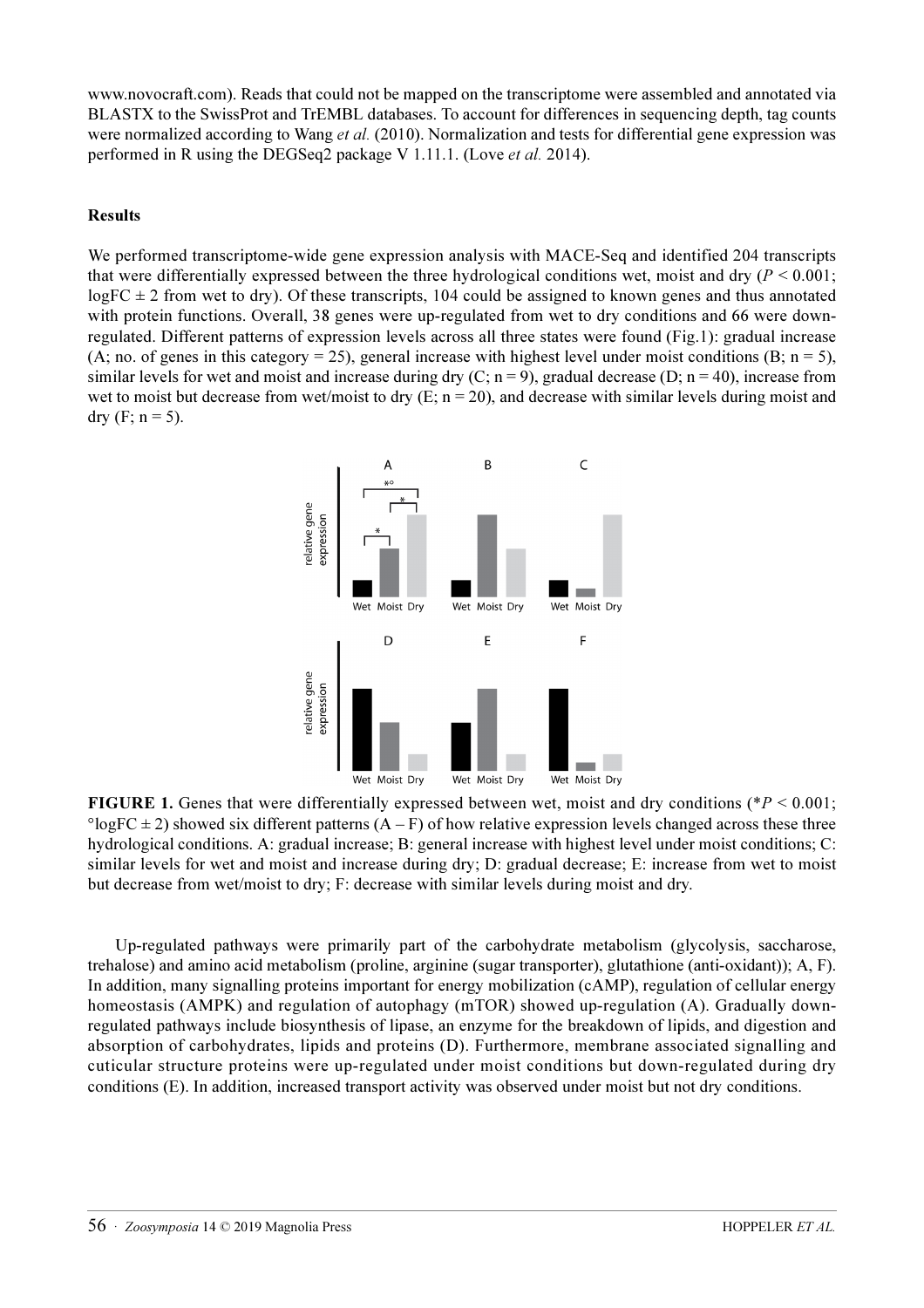www.novocraft.com). Reads that could not be mapped on the transcriptome were assembled and annotated via BLASTX to the SwissProt and TrEMBL databases. To account for differences in sequencing depth, tag counts were normalized according to Wang *et al.* (2010). Normalization and tests for differential gene expression was performed in R using the DEGSeq2 package V 1.11.1. (Love *et al.* 2014).

## Results

We performed transcriptome-wide gene expression analysis with MACE-Seq and identified 204 transcripts that were differentially expressed between the three hydrological conditions wet, moist and dry ($P < 0.001$; logFC ± 2 from wet to dry). Of these transcripts, 104 could be assigned to known genes and thus annotated with protein functions. Overall, 38 genes were up-regulated from wet to dry conditions and 66 were down-regulated. Different patterns of expression levels across all three states were found (Fig.1): gradual increase (A; no. of genes in this category = 25), general increase with highest level under moist conditions (B; n = 5), similar levels for wet and moist and increase during dry (C; n = 9), gradual decrease (D; n = 40), increase from wet to moist but decrease from wet/moist to dry (E; n = 20), and decrease with similar levels during moist and dry (F; n = 5).

**FIGURE 1.** Genes that were differentially expressed between wet, moist and dry conditions (*$P < 0.001$; °logFC ± 2) showed six different patterns (A – F) of how relative expression levels changed across these three hydrological conditions. A: gradual increase; B: general increase with highest level under moist conditions; C: similar levels for wet and moist and increase during dry; D: gradual decrease; E: increase from wet to moist but decrease from wet/moist to dry; F: decrease with similar levels during moist and dry.

Up-regulated pathways were primarily part of the carbohydrate metabolism (glycolysis, saccharose, trehalose) and amino acid metabolism (proline, arginine (sugar transporter), glutathione (anti-oxidant)); A, F). In addition, many signalling proteins important for energy mobilization (cAMP), regulation of cellular energy homeostasis (AMPK) and regulation of autophagy (mTOR) showed up-regulation (A). Gradually down-regulated pathways include biosynthesis of lipase, an enzyme for the breakdown of lipids, and digestion and absorption of carbohydrates, lipids and proteins (D). Furthermore, membrane associated signalling and cuticular structure proteins were up-regulated under moist conditions but down-regulated during dry conditions (E). In addition, increased transport activity was observed under moist but not dry conditions.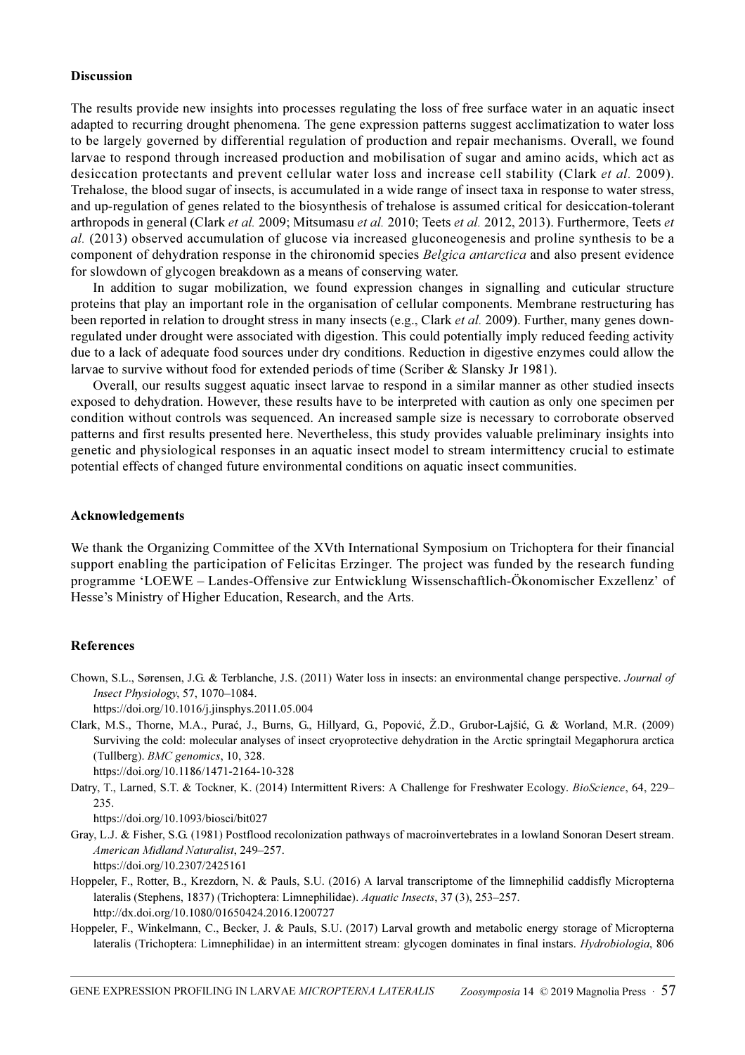### Discussion

The results provide new insights into processes regulating the loss of free surface water in an aquatic insect adapted to recurring drought phenomena. The gene expression patterns suggest acclimatization to water loss to be largely governed by differential regulation of production and repair mechanisms. Overall, we found larvae to respond through increased production and mobilisation of sugar and amino acids, which act as desiccation protectants and prevent cellular water loss and increase cell stability (Clark *et al.* 2009). Trehalose, the blood sugar of insects, is accumulated in a wide range of insect taxa in response to water stress, and up-regulation of genes related to the biosynthesis of trehalose is assumed critical for desiccation-tolerant arthropods in general (Clark *et al.* 2009; Mitsumasu *et al.* 2010; Teets *et al.* 2012, 2013). Furthermore, Teets *et al.* (2013) observed accumulation of glucose via increased gluconeogenesis and proline synthesis to be a component of dehydration response in the chironomid species *Belgica antarctica* and also present evidence for slowdown of glycogen breakdown as a means of conserving water.

In addition to sugar mobilization, we found expression changes in signalling and cuticular structure proteins that play an important role in the organisation of cellular components. Membrane restructuring has been reported in relation to drought stress in many insects (e.g., Clark *et al.* 2009). Further, many genes down-regulated under drought were associated with digestion. This could potentially imply reduced feeding activity due to a lack of adequate food sources under dry conditions. Reduction in digestive enzymes could allow the larvae to survive without food for extended periods of time (Scriber & Slansky Jr 1981).

Overall, our results suggest aquatic insect larvae to respond in a similar manner as other studied insects exposed to dehydration. However, these results have to be interpreted with caution as only one specimen per condition without controls was sequenced. An increased sample size is necessary to corroborate observed patterns and first results presented here. Nevertheless, this study provides valuable preliminary insights into genetic and physiological responses in an aquatic insect model to stream intermittency crucial to estimate potential effects of changed future environmental conditions on aquatic insect communities.

### Acknowledgements

We thank the Organizing Committee of the XVth International Symposium on Trichoptera for their financial support enabling the participation of Felicitas Erzinger. The project was funded by the research funding programme 'LOEWE – Landes-Offensive zur Entwicklung Wissenschaftlich-Ökonomischer Exzellenz' of Hesse's Ministry of Higher Education, Research, and the Arts.

### References

Chown, S.L., Sørensen, J.G. & Terblanche, J.S. (2011) Water loss in insects: an environmental change perspective. *Journal of Insect Physiology*, 57, 1070–1084.
https://doi.org/10.1016/j.jinsphys.2011.05.004

Clark, M.S., Thorne, M.A., Purać, J., Burns, G., Hillyard, G., Popović, Ž.D., Grubor-Lajšić, G. & Worland, M.R. (2009) Surviving the cold: molecular analyses of insect cryoprotective dehydration in the Arctic springtail Megaphorura arctica (Tullberg). *BMC genomics*, 10, 328.
https://doi.org/10.1186/1471-2164-10-328

Datry, T., Larned, S.T. & Tockner, K. (2014) Intermittent Rivers: A Challenge for Freshwater Ecology. *BioScience*, 64, 229–235.
https://doi.org/10.1093/biosci/bit027

Gray, L.J. & Fisher, S.G. (1981) Postflood recolonization pathways of macroinvertebrates in a lowland Sonoran Desert stream. *American Midland Naturalist*, 249–257.
https://doi.org/10.2307/2425161

Hoppeler, F., Rotter, B., Krezdorn, N. & Pauls, S.U. (2016) A larval transcriptome of the limnephilid caddisfly Micropterna lateralis (Stephens, 1837) (Trichoptera: Limnephilidae). *Aquatic Insects*, 37 (3), 253–257.
http://dx.doi.org/10.1080/01650424.2016.1200727

Hoppeler, F., Winkelmann, C., Becker, J. & Pauls, S.U. (2017) Larval growth and metabolic energy storage of Micropterna lateralis (Trichoptera: Limnephilidae) in an intermittent stream: glycogen dominates in final instars. *Hydrobiologia*, 806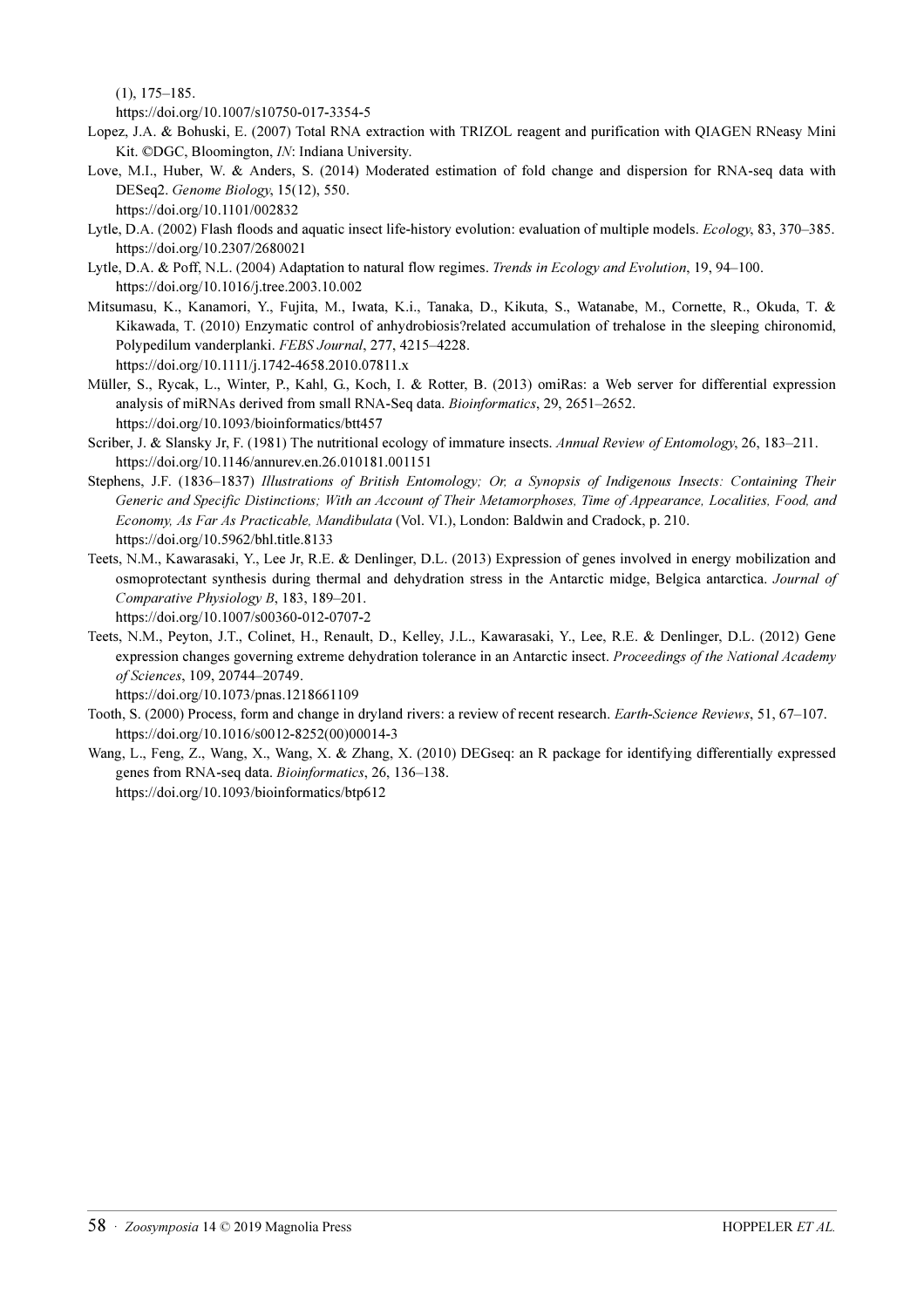(1), 175–185.
https://doi.org/10.1007/s10750-017-3354-5

Lopez, J.A. & Bohuski, E. (2007) Total RNA extraction with TRIZOL reagent and purification with QIAGEN RNeasy Mini Kit. ©DGC, Bloomington, *IN*: Indiana University.

Love, M.I., Huber, W. & Anders, S. (2014) Moderated estimation of fold change and dispersion for RNA-seq data with DESeq2. *Genome Biology*, 15(12), 550.
https://doi.org/10.1101/002832

Lytle, D.A. (2002) Flash floods and aquatic insect life-history evolution: evaluation of multiple models. *Ecology*, 83, 370–385.
https://doi.org/10.2307/2680021

Lytle, D.A. & Poff, N.L. (2004) Adaptation to natural flow regimes. *Trends in Ecology and Evolution*, 19, 94–100.
https://doi.org/10.1016/j.tree.2003.10.002

Mitsumasu, K., Kanamori, Y., Fujita, M., Iwata, K.i., Tanaka, D., Kikuta, S., Watanabe, M., Cornette, R., Okuda, T. & Kikawada, T. (2010) Enzymatic control of anhydrobiosis?related accumulation of trehalose in the sleeping chironomid, Polypedilum vanderplanki. *FEBS Journal*, 277, 4215–4228.
https://doi.org/10.1111/j.1742-4658.2010.07811.x

Müller, S., Rycak, L., Winter, P., Kahl, G., Koch, I. & Rotter, B. (2013) omiRas: a Web server for differential expression analysis of miRNAs derived from small RNA-Seq data. *Bioinformatics*, 29, 2651–2652.
https://doi.org/10.1093/bioinformatics/btt457

Scriber, J. & Slansky Jr, F. (1981) The nutritional ecology of immature insects. *Annual Review of Entomology*, 26, 183–211.
https://doi.org/10.1146/annurev.en.26.010181.001151

Stephens, J.F. (1836–1837) *Illustrations of British Entomology; Or, a Synopsis of Indigenous Insects: Containing Their Generic and Specific Distinctions; With an Account of Their Metamorphoses, Time of Appearance, Localities, Food, and Economy, As Far As Practicable, Mandibulata* (Vol. VI.), London: Baldwin and Cradock, p. 210.
https://doi.org/10.5962/bhl.title.8133

Teets, N.M., Kawarasaki, Y., Lee Jr, R.E. & Denlinger, D.L. (2013) Expression of genes involved in energy mobilization and osmoprotectant synthesis during thermal and dehydration stress in the Antarctic midge, Belgica antarctica. *Journal of Comparative Physiology B*, 183, 189–201.
https://doi.org/10.1007/s00360-012-0707-2

Teets, N.M., Peyton, J.T., Colinet, H., Renault, D., Kelley, J.L., Kawarasaki, Y., Lee, R.E. & Denlinger, D.L. (2012) Gene expression changes governing extreme dehydration tolerance in an Antarctic insect. *Proceedings of the National Academy of Sciences*, 109, 20744–20749.
https://doi.org/10.1073/pnas.1218661109

Tooth, S. (2000) Process, form and change in dryland rivers: a review of recent research. *Earth-Science Reviews*, 51, 67–107.
https://doi.org/10.1016/s0012-8252(00)00014-3

Wang, L., Feng, Z., Wang, X., Wang, X. & Zhang, X. (2010) DEGseq: an R package for identifying differentially expressed genes from RNA-seq data. *Bioinformatics*, 26, 136–138.
https://doi.org/10.1093/bioinformatics/btp612